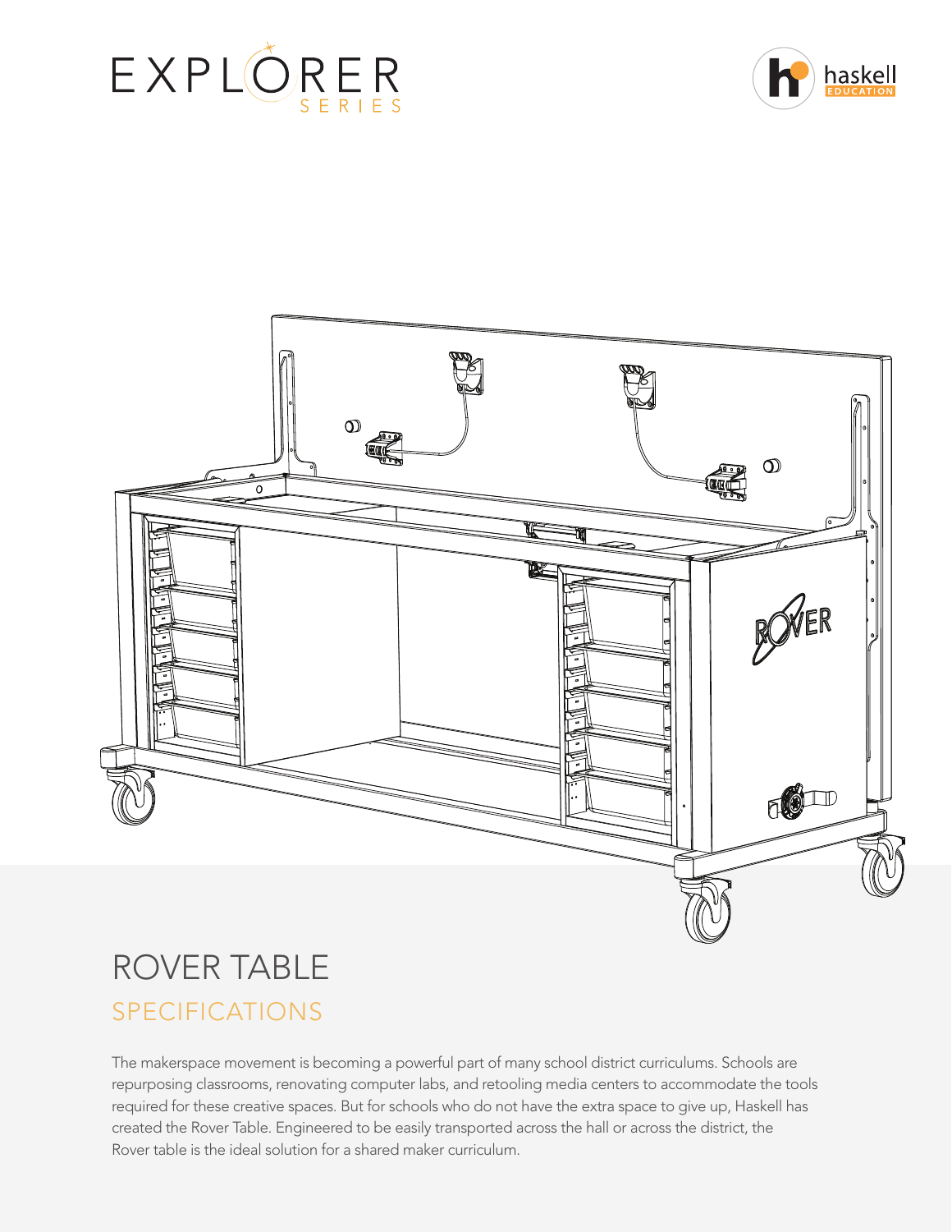EXPLORER SERIES

haskell EDUCATION

# ROVER TABLE

## SPECIFICATIONS

The makerspace movement is becoming a powerful part of many school district curriculums. Schools are repurposing classrooms, renovating computer labs, and retooling media centers to accommodate the tools required for these creative spaces. But for schools who do not have the extra space to give up, Haskell has created the Rover Table. Engineered to be easily transported across the hall or across the district, the Rover table is the ideal solution for a shared maker curriculum.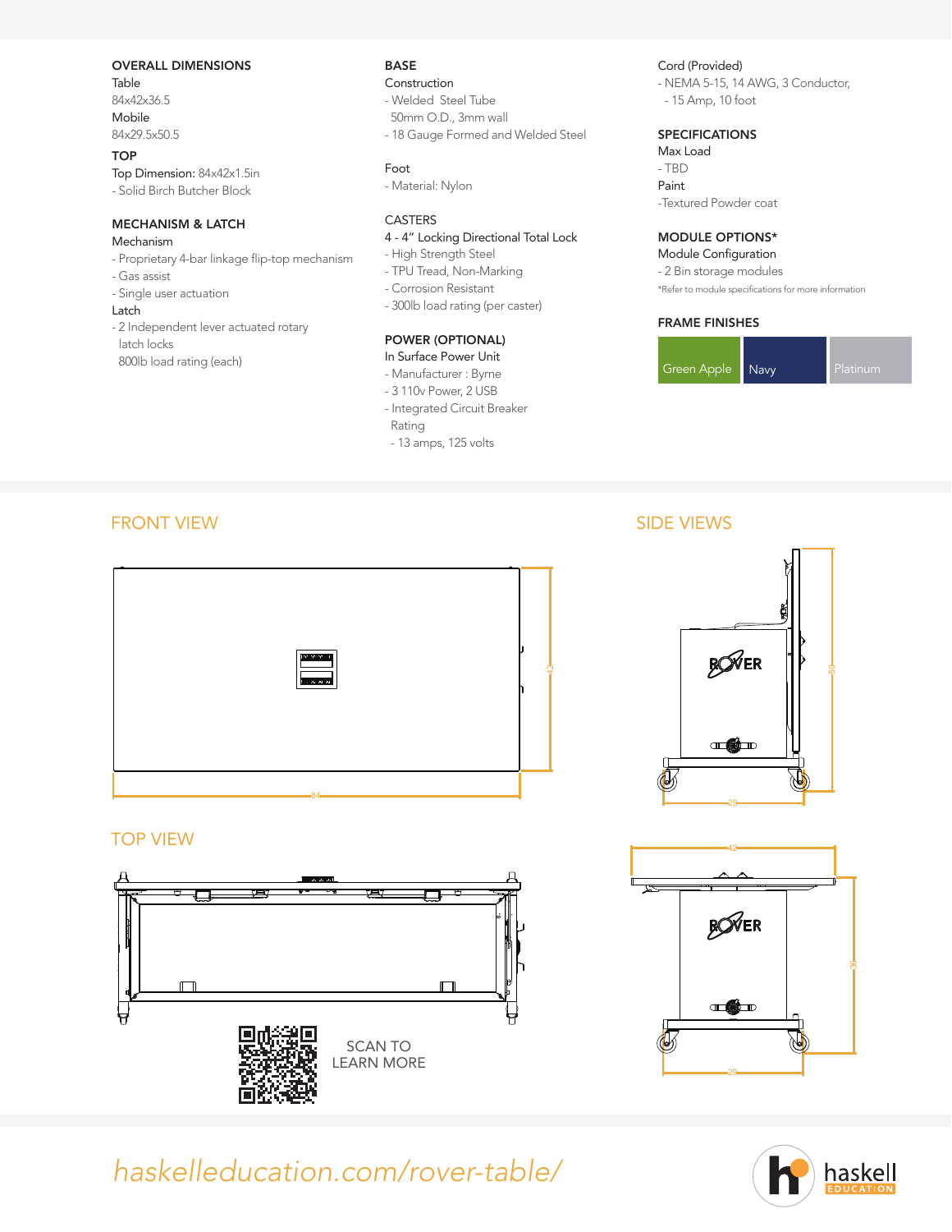## OVERALL DIMENSIONS

Table

84x42x36.5

Mobile

84x29.5x50.5

## TOP

Top Dimension: 84x42x1.5in

- Solid Birch Butcher Block

## MECHANISM & LATCH

Mechanism

- Proprietary 4-bar linkage flip-top mechanism
- Gas assist
- Single user actuation

Latch

- 2 Independent lever actuated rotary latch locks 800lb load rating (each)

## BASE

Construction

- Welded Steel Tube 50mm O.D., 3mm wall
- 18 Gauge Formed and Welded Steel

Foot

- Material: Nylon

CASTERS

4 - 4" Locking Directional Total Lock

- High Strength Steel
- TPU Tread, Non-Marking
- Corrosion Resistant
- 300lb load rating (per caster)

## POWER (OPTIONAL)

In Surface Power Unit

- Manufacturer : Byrne
- 3 110v Power, 2 USB
- Integrated Circuit Breaker Rating
  - 13 amps, 125 volts

Cord (Provided)

- NEMA 5-15, 14 AWG, 3 Conductor,
  - 15 Amp, 10 foot

## SPECIFICATIONS

Max Load

- TBD

Paint

-Textured Powder coat

## MODULE OPTIONS*

Module Configuration

- 2 Bin storage modules

*Refer to module specifications for more information

## FRAME FINISHES

Green Apple | Navy | Platinum

## FRONT VIEW

84

42

## SIDE VIEWS

50

29

42

36

29

## TOP VIEW

SCAN TO LEARN MORE

*haskelleducation.com/rover-table/*

haskell EDUCATION